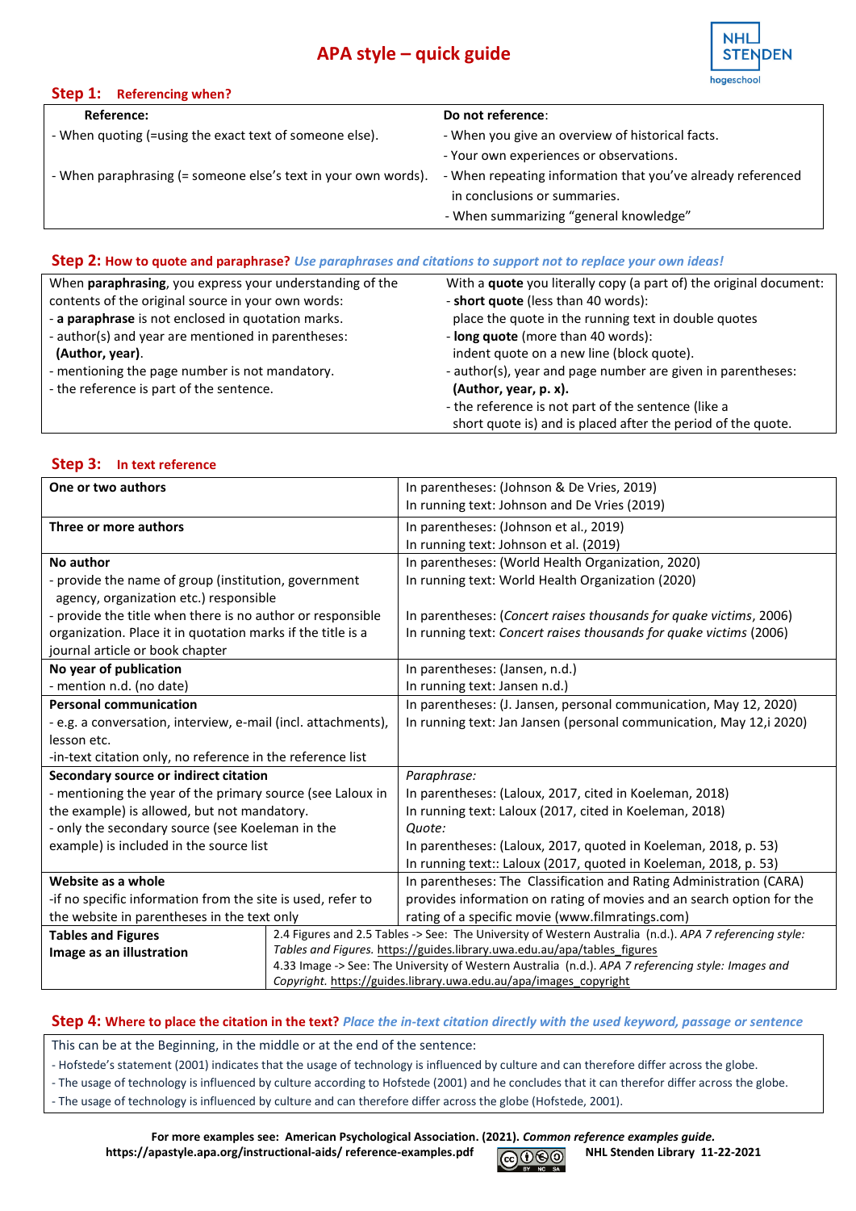# APA style – quick guide

## Step 1: Referencing when?

| **Reference:** | **Do not reference**: |
|---|---|
| - When quoting (=using the exact text of someone else). | - When you give an overview of historical facts.<br>- Your own experiences or observations. |
| - When paraphrasing (= someone else's text in your own words). | - When repeating information that you've already referenced in conclusions or summaries.<br>- When summarizing "general knowledge" |

## Step 2: How to quote and paraphrase? *Use paraphrases and citations to support not to replace your own ideas!*

| | |
|---|---|
| When **paraphrasing**, you express your understanding of the contents of the original source in your own words:<br>- **a paraphrase** is not enclosed in quotation marks.<br>- author(s) and year are mentioned in parentheses: **(Author, year)**.<br>- mentioning the page number is not mandatory.<br>- the reference is part of the sentence. | With a **quote** you literally copy (a part of) the original document:<br>- **short quote** (less than 40 words): place the quote in the running text in double quotes<br>- **long quote** (more than 40 words): indent quote on a new line (block quote).<br>- author(s), year and page number are given in parentheses: **(Author, year, p. x).**<br>- the reference is not part of the sentence (like a short quote is) and is placed after the period of the quote. |

## Step 3: In text reference

| | |
|---|---|
| **One or two authors** | In parentheses: (Johnson & De Vries, 2019)<br>In running text: Johnson and De Vries (2019) |
| **Three or more authors** | In parentheses: (Johnson et al., 2019)<br>In running text: Johnson et al. (2019) |
| **No author**<br>- provide the name of group (institution, government agency, organization etc.) responsible<br>- provide the title when there is no author or responsible organization. Place it in quotation marks if the title is a journal article or book chapter | In parentheses: (World Health Organization, 2020)<br>In running text: World Health Organization (2020)<br><br>In parentheses: (*Concert raises thousands for quake victims*, 2006)<br>In running text: *Concert raises thousands for quake victims* (2006) |
| **No year of publication**<br>- mention n.d. (no date) | In parentheses: (Jansen, n.d.)<br>In running text: Jansen n.d.) |
| **Personal communication**<br>- e.g. a conversation, interview, e-mail (incl. attachments), lesson etc.<br>-in-text citation only, no reference in the reference list | In parentheses: (J. Jansen, personal communication, May 12, 2020)<br>In running text: Jan Jansen (personal communication, May 12,i 2020) |
| **Secondary source or indirect citation**<br>- mentioning the year of the primary source (see Laloux in the example) is allowed, but not mandatory.<br>- only the secondary source (see Koeleman in the example) is included in the source list | *Paraphrase:*<br>In parentheses: (Laloux, 2017, cited in Koeleman, 2018)<br>In running text: Laloux (2017, cited in Koeleman, 2018)<br>*Quote:*<br>In parentheses: (Laloux, 2017, quoted in Koeleman, 2018, p. 53)<br>In running text:: Laloux (2017, quoted in Koeleman, 2018, p. 53) |
| **Website as a whole**<br>-if no specific information from the site is used, refer to the website in parentheses in the text only | In parentheses: The Classification and Rating Administration (CARA) provides information on rating of movies and an search option for the rating of a specific movie (www.filmratings.com) |
| **Tables and Figures**<br>**Image as an illustration** | 2.4 Figures and 2.5 Tables -> See: The University of Western Australia (n.d.). *APA 7 referencing style: Tables and Figures.* https://guides.library.uwa.edu.au/apa/tables_figures<br>4.33 Image -> See: The University of Western Australia (n.d.). *APA 7 referencing style: Images and Copyright.* https://guides.library.uwa.edu.au/apa/images_copyright |

## Step 4: Where to place the citation in the text? *Place the in-text citation directly with the used keyword, passage or sentence*

This can be at the Beginning, in the middle or at the end of the sentence:

- Hofstede's statement (2001) indicates that the usage of technology is influenced by culture and can therefore differ across the globe.
- The usage of technology is influenced by culture according to Hofstede (2001) and he concludes that it can therefor differ across the globe.
- The usage of technology is influenced by culture and can therefore differ across the globe (Hofstede, 2001).

**For more examples see: American Psychological Association. (2021).** ***Common reference examples guide.***
**https://apastyle.apa.org/instructional-aids/ reference-examples.pdf** **NHL Stenden Library 11-22-2021**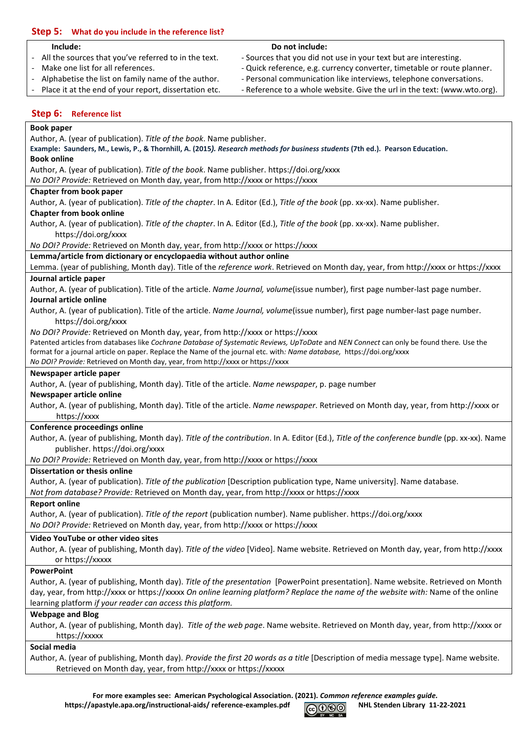## Step 5: What do you include in the reference list?

| Include: | Do not include: |
|---|---|
| - All the sources that you've referred to in the text. | - Sources that you did not use in your text but are interesting. |
| - Make one list for all references. | - Quick reference, e.g. currency converter, timetable or route planner. |
| - Alphabetise the list on family name of the author. | - Personal communication like interviews, telephone conversations. |
| - Place it at the end of your report, dissertation etc. | - Reference to a whole website. Give the url in the text: (www.wto.org). |

## Step 6: Reference list

**Book paper**

Author, A. (year of publication). *Title of the book*. Name publisher.

**Example: Saunders, M., Lewis, P., & Thornhill, A. (2015*). Research methods for business students* (7th ed.). Pearson Education.**

**Book online**

Author, A. (year of publication). *Title of the book*. Name publisher. https://doi.org/xxxx

*No DOI? Provide:* Retrieved on Month day, year, from http://xxxx or https://xxxx

**Chapter from book paper**

Author, A. (year of publication). *Title of the chapter*. In A. Editor (Ed.), *Title of the book* (pp. xx-xx). Name publisher.

**Chapter from book online**

Author, A. (year of publication). *Title of the chapter*. In A. Editor (Ed.), *Title of the book* (pp. xx-xx). Name publisher. https://doi.org/xxxx

*No DOI? Provide:* Retrieved on Month day, year, from http://xxxx or https://xxxx

**Lemma/article from dictionary or encyclopaedia without author online**

Lemma. (year of publishing, Month day). Title of the *reference work*. Retrieved on Month day, year, from http://xxxx or https://xxxx

**Journal article paper**

Author, A. (year of publication). Title of the article. *Name Journal, volume*(issue number), first page number-last page number.

**Journal article online**

Author, A. (year of publication). Title of the article. *Name Journal, volume*(issue number), first page number-last page number. https://doi.org/xxxx

*No DOI? Provide:* Retrieved on Month day, year, from http://xxxx or https://xxxx

Patented articles from databases like *Cochrane Database of Systematic Reviews, UpToDate* and *NEN Connect* can only be found there. Use the format for a journal article on paper. Replace the Name of the journal etc. with*: Name database,* https://doi.org/xxxx

*No DOI? Provide:* Retrieved on Month day, year, from http://xxxx or https://xxxx

**Newspaper article paper**

Author, A. (year of publishing, Month day). Title of the article. *Name newspaper*, p. page number

**Newspaper article online**

Author, A. (year of publishing, Month day). Title of the article. *Name newspaper*. Retrieved on Month day, year, from http://xxxx or https://xxxx

**Conference proceedings online**

Author, A. (year of publishing, Month day). *Title of the contribution*. In A. Editor (Ed.), *Title of the conference bundle* (pp. xx-xx). Name publisher. https://doi.org/xxxx

*No DOI? Provide:* Retrieved on Month day, year, from http://xxxx or https://xxxx

**Dissertation or thesis online**

Author, A. (year of publication). *Title of the publication* [Description publication type, Name university]. Name database.

*Not from database? Provide:* Retrieved on Month day, year, from http://xxxx or https://xxxx

**Report online**

Author, A. (year of publication). *Title of the report* (publication number). Name publisher. https://doi.org/xxxx

*No DOI? Provide:* Retrieved on Month day, year, from http://xxxx or https://xxxx

**Video YouTube or other video sites**

Author, A. (year of publishing, Month day). *Title of the video* [Video]. Name website. Retrieved on Month day, year, from http://xxxx or https://xxxxx

**PowerPoint**

Author, A. (year of publishing, Month day). *Title of the presentation* [PowerPoint presentation]. Name website. Retrieved on Month day, year, from http://xxxx or https://xxxxx *On online learning platform? Replace the name of the website with:* Name of the online learning platform *if your reader can access this platform.*

**Webpage and Blog**

Author, A. (year of publishing, Month day). *Title of the web page*. Name website. Retrieved on Month day, year, from http://xxxx or https://xxxxx

**Social media**

Author, A. (year of publishing, Month day). *Provide the first 20 words as a title* [Description of media message type]. Name website. Retrieved on Month day, year, from http://xxxx or https://xxxxx

**For more examples see: American Psychological Association. (2021). *Common reference examples guide.* https://apastyle.apa.org/instructional-aids/ reference-examples.pdf**

**NHL Stenden Library 11-22-2021**